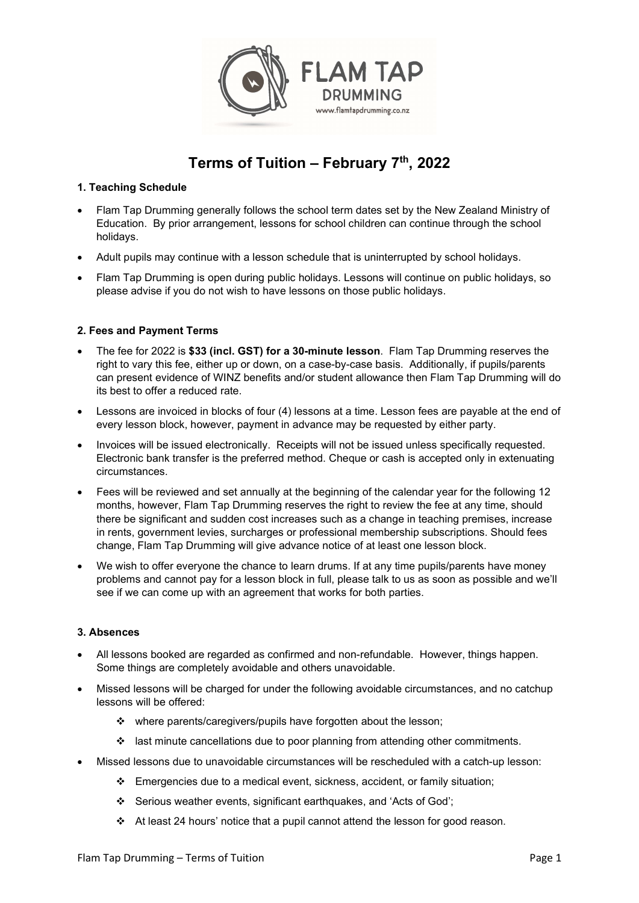# Terms of Tuition – February 7th, 2022

### 1. Teaching Schedule

- Flam Tap Drumming generally follows the school term dates set by the New Zealand Ministry of Education. By prior arrangement, lessons for school children can continue through the school holidays.
- Adult pupils may continue with a lesson schedule that is uninterrupted by school holidays.
- Flam Tap Drumming is open during public holidays. Lessons will continue on public holidays, so please advise if you do not wish to have lessons on those public holidays.

### 2. Fees and Payment Terms

- The fee for 2022 is **$33 (incl. GST) for a 30-minute lesson**. Flam Tap Drumming reserves the right to vary this fee, either up or down, on a case-by-case basis. Additionally, if pupils/parents can present evidence of WINZ benefits and/or student allowance then Flam Tap Drumming will do its best to offer a reduced rate.
- Lessons are invoiced in blocks of four (4) lessons at a time. Lesson fees are payable at the end of every lesson block, however, payment in advance may be requested by either party.
- Invoices will be issued electronically. Receipts will not be issued unless specifically requested. Electronic bank transfer is the preferred method. Cheque or cash is accepted only in extenuating circumstances.
- Fees will be reviewed and set annually at the beginning of the calendar year for the following 12 months, however, Flam Tap Drumming reserves the right to review the fee at any time, should there be significant and sudden cost increases such as a change in teaching premises, increase in rents, government levies, surcharges or professional membership subscriptions. Should fees change, Flam Tap Drumming will give advance notice of at least one lesson block.
- We wish to offer everyone the chance to learn drums. If at any time pupils/parents have money problems and cannot pay for a lesson block in full, please talk to us as soon as possible and we'll see if we can come up with an agreement that works for both parties.

### 3. Absences

- All lessons booked are regarded as confirmed and non-refundable. However, things happen. Some things are completely avoidable and others unavoidable.
- Missed lessons will be charged for under the following avoidable circumstances, and no catchup lessons will be offered:
  - where parents/caregivers/pupils have forgotten about the lesson;
  - last minute cancellations due to poor planning from attending other commitments.
- Missed lessons due to unavoidable circumstances will be rescheduled with a catch-up lesson:
  - Emergencies due to a medical event, sickness, accident, or family situation;
  - Serious weather events, significant earthquakes, and 'Acts of God';
  - At least 24 hours' notice that a pupil cannot attend the lesson for good reason.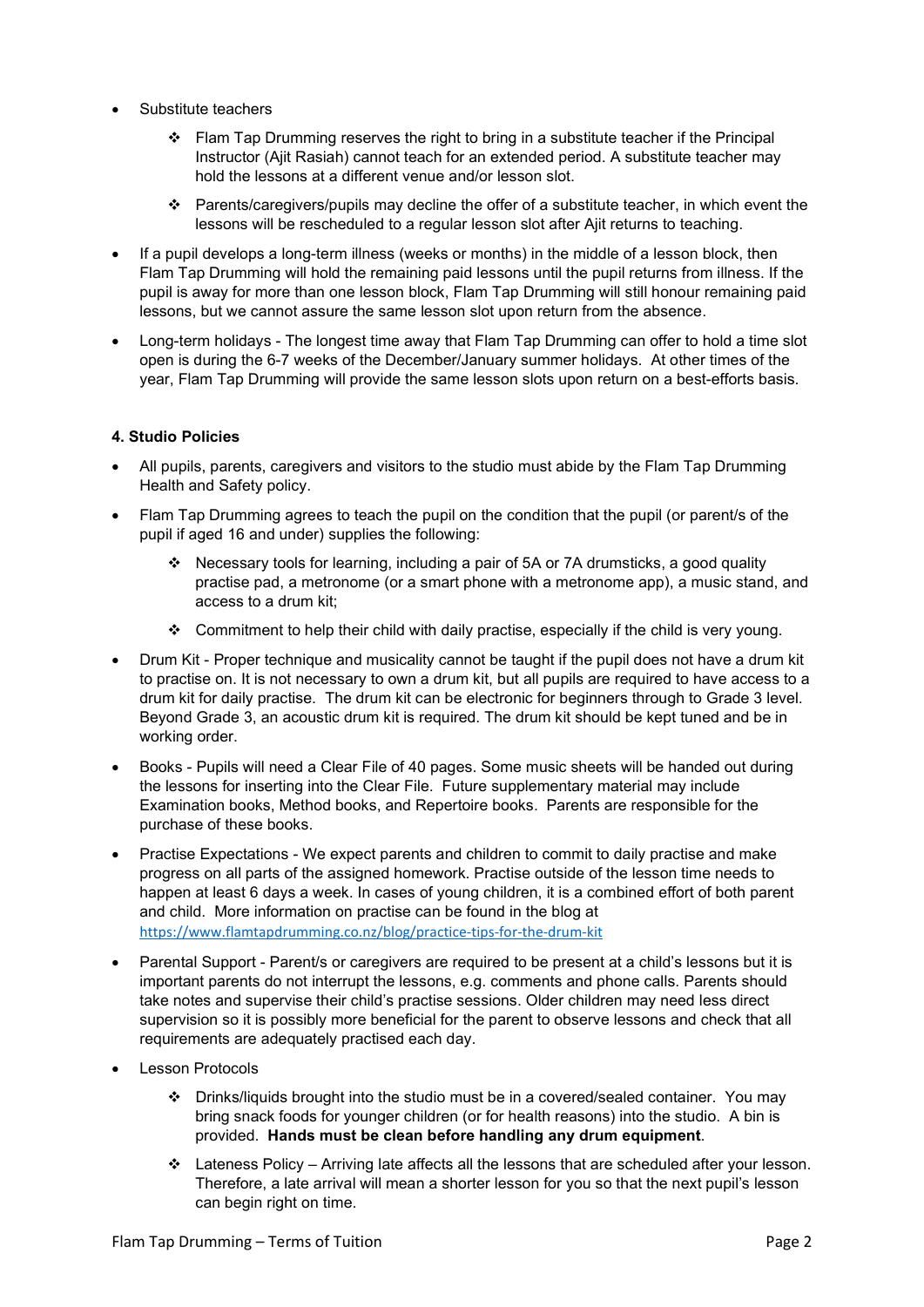- Substitute teachers
  - Flam Tap Drumming reserves the right to bring in a substitute teacher if the Principal Instructor (Ajit Rasiah) cannot teach for an extended period. A substitute teacher may hold the lessons at a different venue and/or lesson slot.
  - Parents/caregivers/pupils may decline the offer of a substitute teacher, in which event the lessons will be rescheduled to a regular lesson slot after Ajit returns to teaching.
- If a pupil develops a long-term illness (weeks or months) in the middle of a lesson block, then Flam Tap Drumming will hold the remaining paid lessons until the pupil returns from illness. If the pupil is away for more than one lesson block, Flam Tap Drumming will still honour remaining paid lessons, but we cannot assure the same lesson slot upon return from the absence.
- Long-term holidays - The longest time away that Flam Tap Drumming can offer to hold a time slot open is during the 6-7 weeks of the December/January summer holidays. At other times of the year, Flam Tap Drumming will provide the same lesson slots upon return on a best-efforts basis.

#### 4. Studio Policies

- All pupils, parents, caregivers and visitors to the studio must abide by the Flam Tap Drumming Health and Safety policy.
- Flam Tap Drumming agrees to teach the pupil on the condition that the pupil (or parent/s of the pupil if aged 16 and under) supplies the following:
  - Necessary tools for learning, including a pair of 5A or 7A drumsticks, a good quality practise pad, a metronome (or a smart phone with a metronome app), a music stand, and access to a drum kit;
  - Commitment to help their child with daily practise, especially if the child is very young.
- Drum Kit - Proper technique and musicality cannot be taught if the pupil does not have a drum kit to practise on. It is not necessary to own a drum kit, but all pupils are required to have access to a drum kit for daily practise. The drum kit can be electronic for beginners through to Grade 3 level. Beyond Grade 3, an acoustic drum kit is required. The drum kit should be kept tuned and be in working order.
- Books - Pupils will need a Clear File of 40 pages. Some music sheets will be handed out during the lessons for inserting into the Clear File. Future supplementary material may include Examination books, Method books, and Repertoire books. Parents are responsible for the purchase of these books.
- Practise Expectations - We expect parents and children to commit to daily practise and make progress on all parts of the assigned homework. Practise outside of the lesson time needs to happen at least 6 days a week. In cases of young children, it is a combined effort of both parent and child. More information on practise can be found in the blog at https://www.flamtapdrumming.co.nz/blog/practice-tips-for-the-drum-kit
- Parental Support - Parent/s or caregivers are required to be present at a child's lessons but it is important parents do not interrupt the lessons, e.g. comments and phone calls. Parents should take notes and supervise their child's practise sessions. Older children may need less direct supervision so it is possibly more beneficial for the parent to observe lessons and check that all requirements are adequately practised each day.
- Lesson Protocols
  - Drinks/liquids brought into the studio must be in a covered/sealed container. You may bring snack foods for younger children (or for health reasons) into the studio. A bin is provided. **Hands must be clean before handling any drum equipment**.
  - Lateness Policy – Arriving late affects all the lessons that are scheduled after your lesson. Therefore, a late arrival will mean a shorter lesson for you so that the next pupil's lesson can begin right on time.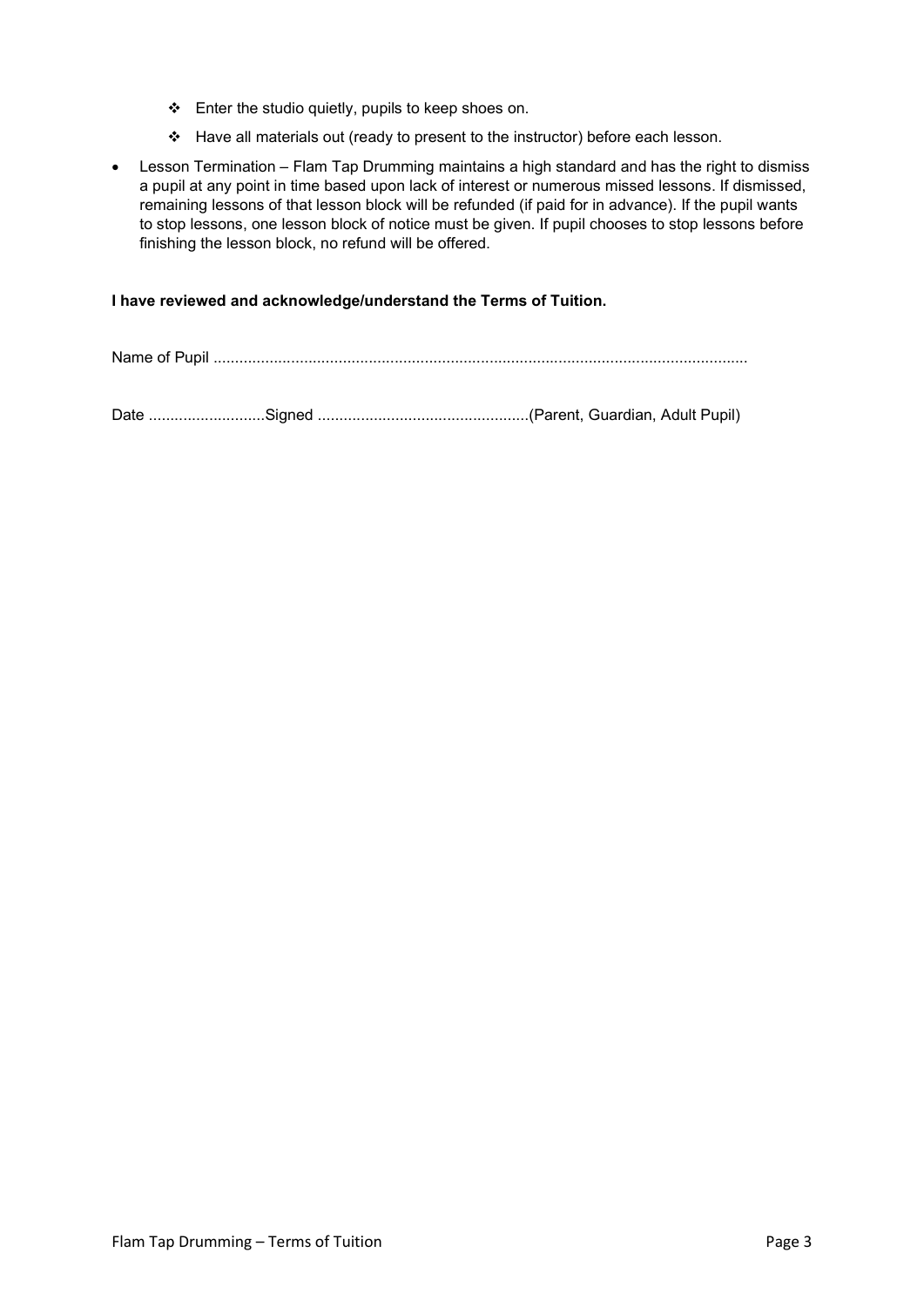- Enter the studio quietly, pupils to keep shoes on.
    - Have all materials out (ready to present to the instructor) before each lesson.
- Lesson Termination – Flam Tap Drumming maintains a high standard and has the right to dismiss a pupil at any point in time based upon lack of interest or numerous missed lessons. If dismissed, remaining lessons of that lesson block will be refunded (if paid for in advance). If the pupil wants to stop lessons, one lesson block of notice must be given. If pupil chooses to stop lessons before finishing the lesson block, no refund will be offered.

**I have reviewed and acknowledge/understand the Terms of Tuition.**

Name of Pupil ............................................................................................................................

Date ...........................Signed .................................................(Parent, Guardian, Adult Pupil)